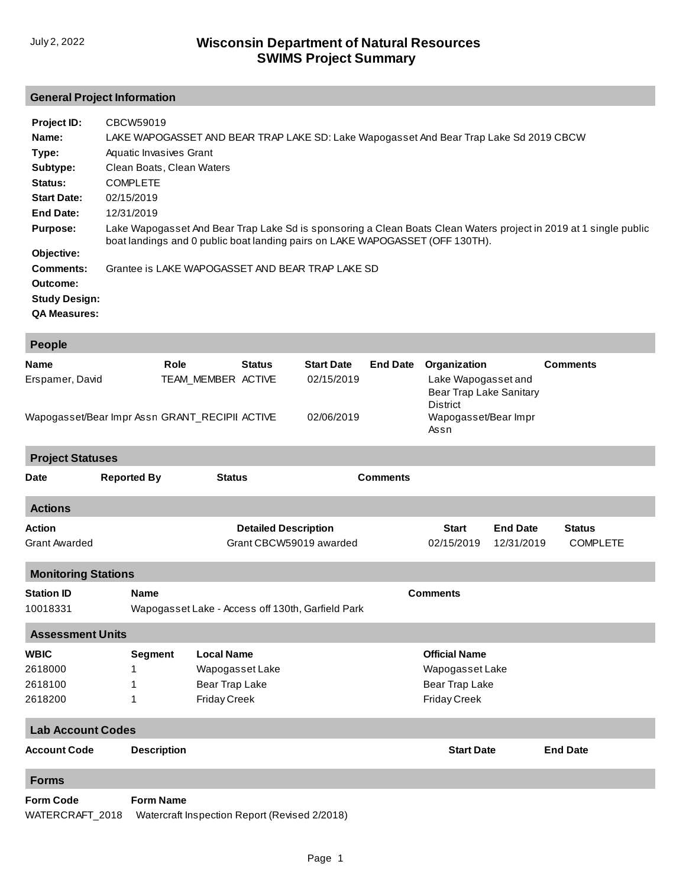July 2, 2022

# Wisconsin Department of Natural Resources
# SWIMS Project Summary

## General Project Information

**Project ID:** CBCW59019

**Name:** LAKE WAPOGASSET AND BEAR TRAP LAKE SD: Lake Wapogasset And Bear Trap Lake Sd 2019 CBCW

**Type:** Aquatic Invasives Grant

**Subtype:** Clean Boats, Clean Waters

**Status:** COMPLETE

**Start Date:** 02/15/2019

**End Date:** 12/31/2019

**Purpose:** Lake Wapogasset And Bear Trap Lake Sd is sponsoring a Clean Boats Clean Waters project in 2019 at 1 single public boat landings and 0 public boat landing pairs on LAKE WAPOGASSET (OFF 130TH).

**Objective:**

**Comments:** Grantee is LAKE WAPOGASSET AND BEAR TRAP LAKE SD

**Outcome:**

**Study Design:**

**QA Measures:**

## People

| Name | Role | Status | Start Date | End Date | Organization | Comments |
|---|---|---|---|---|---|---|
| Erspamer, David | TEAM_MEMBER | ACTIVE | 02/15/2019 | | Lake Wapogasset and Bear Trap Lake Sanitary District | |
| Wapogasset/Bear Impr Assn | GRANT_RECIPII | ACTIVE | 02/06/2019 | | Wapogasset/Bear Impr Assn | |

## Project Statuses

| Date | Reported By | Status | Comments |
|---|---|---|---|

## Actions

| Action | Detailed Description | Start | End Date | Status |
|---|---|---|---|---|
| Grant Awarded | Grant CBCW59019 awarded | 02/15/2019 | 12/31/2019 | COMPLETE |

## Monitoring Stations

| Station ID | Name | Comments |
|---|---|---|
| 10018331 | Wapogasset Lake - Access off 130th, Garfield Park | |

## Assessment Units

| WBIC | Segment | Local Name | Official Name |
|---|---|---|---|
| 2618000 | 1 | Wapogasset Lake | Wapogasset Lake |
| 2618100 | 1 | Bear Trap Lake | Bear Trap Lake |
| 2618200 | 1 | Friday Creek | Friday Creek |

## Lab Account Codes

| Account Code | Description | Start Date | End Date |
|---|---|---|---|

## Forms

| Form Code | Form Name |
|---|---|
| WATERCRAFT_2018 | Watercraft Inspection Report (Revised 2/2018) |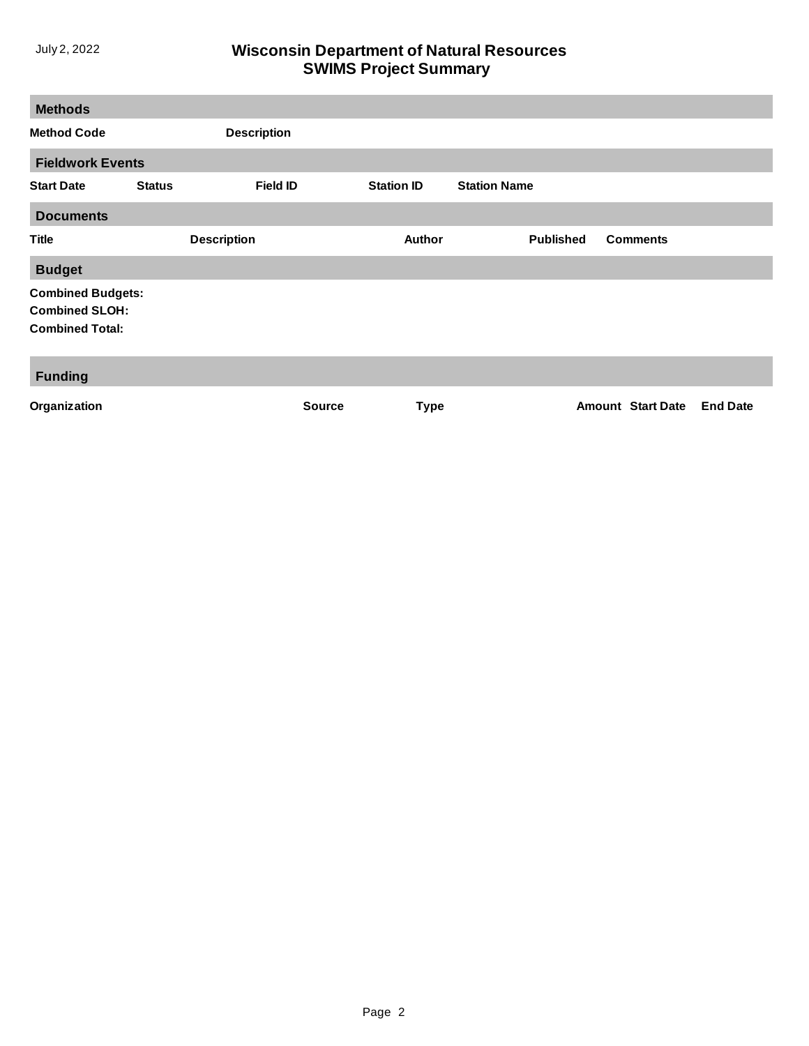## Methods

| Method Code | Description |
|---|---|

## Fieldwork Events

| Start Date | Status | Field ID | Station ID | Station Name |
|---|---|---|---|---|

## Documents

| Title | Description | Author | Published | Comments |
|---|---|---|---|---|

## Budget

**Combined Budgets:**
**Combined SLOH:**
**Combined Total:**

## Funding

| Organization | Source | Type | Amount | Start Date | End Date |
|---|---|---|---|---|---|